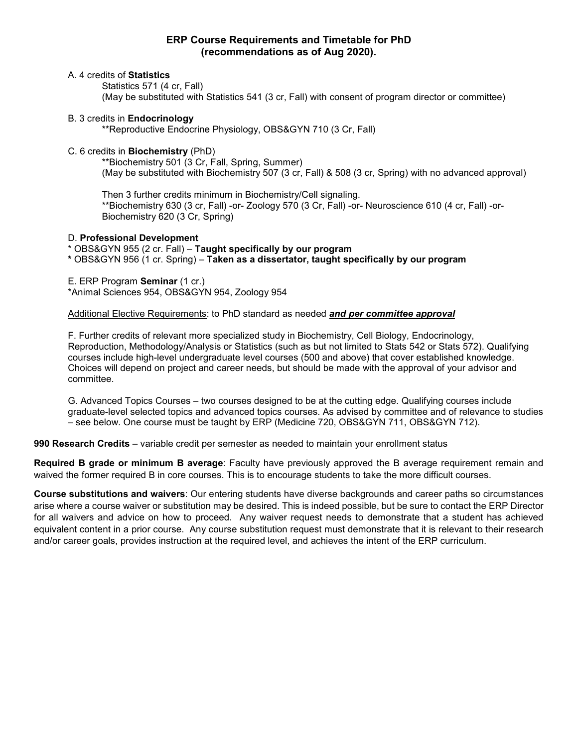# ERP Course Requirements and Timetable for PhD (recommendations as of Aug 2020).

A. 4 credits of **Statistics**

Statistics 571 (4 cr, Fall)
(May be substituted with Statistics 541 (3 cr, Fall) with consent of program director or committee)

B. 3 credits in **Endocrinology**

**Reproductive Endocrine Physiology, OBS&GYN 710 (3 Cr, Fall)

C. 6 credits in **Biochemistry** (PhD)

**Biochemistry 501 (3 Cr, Fall, Spring, Summer)
(May be substituted with Biochemistry 507 (3 cr, Fall) & 508 (3 cr, Spring) with no advanced approval)

Then 3 further credits minimum in Biochemistry/Cell signaling.
**Biochemistry 630 (3 cr, Fall) -or- Zoology 570 (3 Cr, Fall) -or- Neuroscience 610 (4 cr, Fall) -or- Biochemistry 620 (3 Cr, Spring)

D. **Professional Development**

\* OBS&GYN 955 (2 cr. Fall) – **Taught specifically by our program**
**\*** OBS&GYN 956 (1 cr. Spring) – **Taken as a dissertator, taught specifically by our program**

E. ERP Program **Seminar** (1 cr.)
*Animal Sciences 954, OBS&GYN 954, Zoology 954

<u>Additional Elective Requirements</u>: to PhD standard as needed ***<u>and per committee approval</u>***

F. Further credits of relevant more specialized study in Biochemistry, Cell Biology, Endocrinology, Reproduction, Methodology/Analysis or Statistics (such as but not limited to Stats 542 or Stats 572). Qualifying courses include high-level undergraduate level courses (500 and above) that cover established knowledge. Choices will depend on project and career needs, but should be made with the approval of your advisor and committee.

G. Advanced Topics Courses – two courses designed to be at the cutting edge. Qualifying courses include graduate-level selected topics and advanced topics courses. As advised by committee and of relevance to studies – see below. One course must be taught by ERP (Medicine 720, OBS&GYN 711, OBS&GYN 712).

**990 Research Credits** – variable credit per semester as needed to maintain your enrollment status

**Required B grade or minimum B average**: Faculty have previously approved the B average requirement remain and waived the former required B in core courses. This is to encourage students to take the more difficult courses.

**Course substitutions and waivers**: Our entering students have diverse backgrounds and career paths so circumstances arise where a course waiver or substitution may be desired. This is indeed possible, but be sure to contact the ERP Director for all waivers and advice on how to proceed. Any waiver request needs to demonstrate that a student has achieved equivalent content in a prior course. Any course substitution request must demonstrate that it is relevant to their research and/or career goals, provides instruction at the required level, and achieves the intent of the ERP curriculum.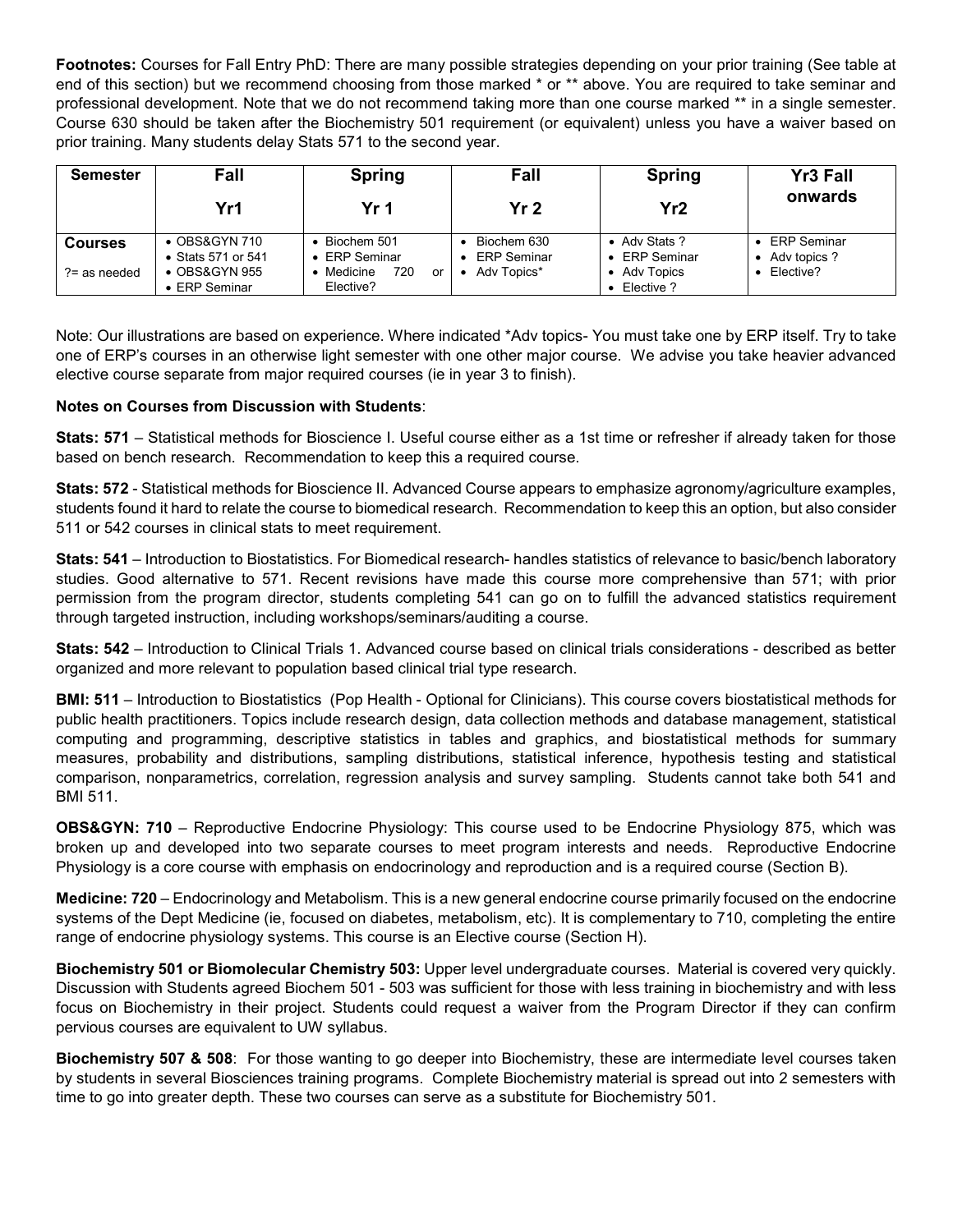**Footnotes:** Courses for Fall Entry PhD: There are many possible strategies depending on your prior training (See table at end of this section) but we recommend choosing from those marked * or ** above. You are required to take seminar and professional development. Note that we do not recommend taking more than one course marked ** in a single semester. Course 630 should be taken after the Biochemistry 501 requirement (or equivalent) unless you have a waiver based on prior training. Many students delay Stats 571 to the second year.

| Semester | Fall Yr1 | Spring Yr 1 | Fall Yr 2 | Spring Yr2 | Yr3 Fall onwards |
|---|---|---|---|---|---|
| **Courses** ?= as needed | • OBS&GYN 710<br>• Stats 571 or 541<br>• OBS&GYN 955<br>• ERP Seminar | • Biochem 501<br>• ERP Seminar<br>• Medicine 720 or Elective? | • Biochem 630<br>• ERP Seminar<br>• Adv Topics* | • Adv Stats ?<br>• ERP Seminar<br>• Adv Topics<br>• Elective ? | • ERP Seminar<br>• Adv topics ?<br>• Elective? |

Note: Our illustrations are based on experience. Where indicated *Adv topics- You must take one by ERP itself. Try to take one of ERP's courses in an otherwise light semester with one other major course. We advise you take heavier advanced elective course separate from major required courses (ie in year 3 to finish).

**Notes on Courses from Discussion with Students**:

**Stats: 571** – Statistical methods for Bioscience I. Useful course either as a 1st time or refresher if already taken for those based on bench research. Recommendation to keep this a required course.

**Stats: 572** - Statistical methods for Bioscience II. Advanced Course appears to emphasize agronomy/agriculture examples, students found it hard to relate the course to biomedical research. Recommendation to keep this an option, but also consider 511 or 542 courses in clinical stats to meet requirement.

**Stats: 541** – Introduction to Biostatistics. For Biomedical research- handles statistics of relevance to basic/bench laboratory studies. Good alternative to 571. Recent revisions have made this course more comprehensive than 571; with prior permission from the program director, students completing 541 can go on to fulfill the advanced statistics requirement through targeted instruction, including workshops/seminars/auditing a course.

**Stats: 542** – Introduction to Clinical Trials 1. Advanced course based on clinical trials considerations - described as better organized and more relevant to population based clinical trial type research.

**BMI: 511** – Introduction to Biostatistics (Pop Health - Optional for Clinicians). This course covers biostatistical methods for public health practitioners. Topics include research design, data collection methods and database management, statistical computing and programming, descriptive statistics in tables and graphics, and biostatistical methods for summary measures, probability and distributions, sampling distributions, statistical inference, hypothesis testing and statistical comparison, nonparametrics, correlation, regression analysis and survey sampling. Students cannot take both 541 and BMI 511.

**OBS&GYN: 710** – Reproductive Endocrine Physiology: This course used to be Endocrine Physiology 875, which was broken up and developed into two separate courses to meet program interests and needs. Reproductive Endocrine Physiology is a core course with emphasis on endocrinology and reproduction and is a required course (Section B).

**Medicine: 720** – Endocrinology and Metabolism. This is a new general endocrine course primarily focused on the endocrine systems of the Dept Medicine (ie, focused on diabetes, metabolism, etc). It is complementary to 710, completing the entire range of endocrine physiology systems. This course is an Elective course (Section H).

**Biochemistry 501 or Biomolecular Chemistry 503:** Upper level undergraduate courses. Material is covered very quickly. Discussion with Students agreed Biochem 501 - 503 was sufficient for those with less training in biochemistry and with less focus on Biochemistry in their project. Students could request a waiver from the Program Director if they can confirm pervious courses are equivalent to UW syllabus.

**Biochemistry 507 & 508**: For those wanting to go deeper into Biochemistry, these are intermediate level courses taken by students in several Biosciences training programs. Complete Biochemistry material is spread out into 2 semesters with time to go into greater depth. These two courses can serve as a substitute for Biochemistry 501.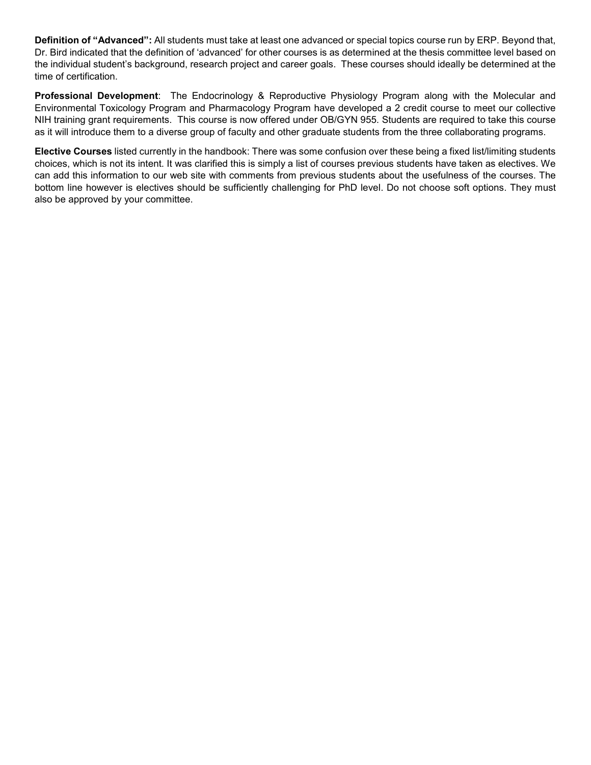**Definition of "Advanced":** All students must take at least one advanced or special topics course run by ERP. Beyond that, Dr. Bird indicated that the definition of 'advanced' for other courses is as determined at the thesis committee level based on the individual student's background, research project and career goals. These courses should ideally be determined at the time of certification.

**Professional Development**: The Endocrinology & Reproductive Physiology Program along with the Molecular and Environmental Toxicology Program and Pharmacology Program have developed a 2 credit course to meet our collective NIH training grant requirements. This course is now offered under OB/GYN 955. Students are required to take this course as it will introduce them to a diverse group of faculty and other graduate students from the three collaborating programs.

**Elective Courses** listed currently in the handbook: There was some confusion over these being a fixed list/limiting students choices, which is not its intent. It was clarified this is simply a list of courses previous students have taken as electives. We can add this information to our web site with comments from previous students about the usefulness of the courses. The bottom line however is electives should be sufficiently challenging for PhD level. Do not choose soft options. They must also be approved by your committee.